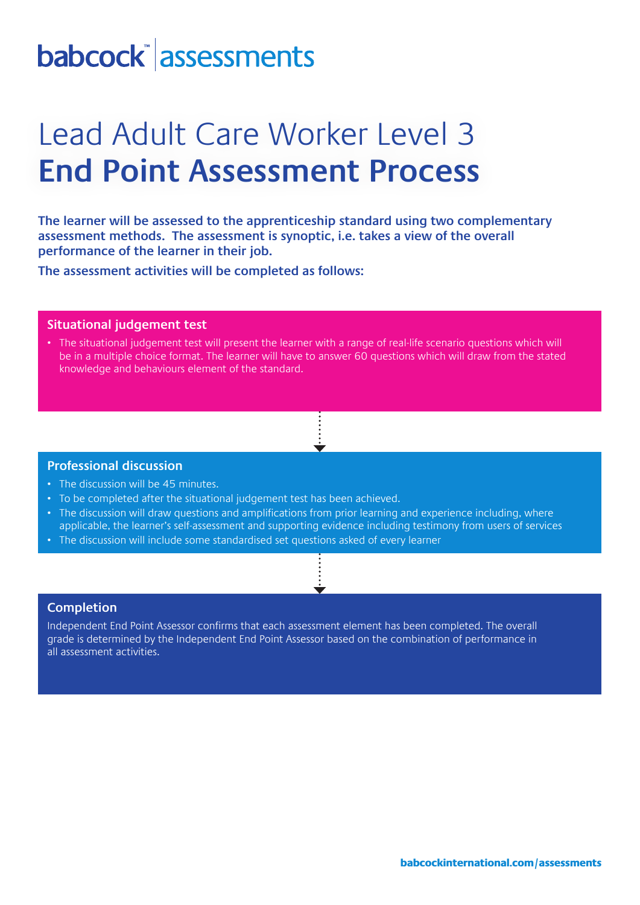babcock™ assessments

# Lead Adult Care Worker Level 3 **End Point Assessment Process**

**The learner will be assessed to the apprenticeship standard using two complementary assessment methods. The assessment is synoptic, i.e. takes a view of the overall performance of the learner in their job.**

**The assessment activities will be completed as follows:**

## Situational judgement test

- The situational judgement test will present the learner with a range of real-life scenario questions which will be in a multiple choice format. The learner will have to answer 60 questions which will draw from the stated knowledge and behaviours element of the standard.

## Professional discussion

- The discussion will be 45 minutes.
- To be completed after the situational judgement test has been achieved.
- The discussion will draw questions and amplifications from prior learning and experience including, where applicable, the learner's self-assessment and supporting evidence including testimony from users of services
- The discussion will include some standardised set questions asked of every learner

## Completion

Independent End Point Assessor confirms that each assessment element has been completed. The overall grade is determined by the Independent End Point Assessor based on the combination of performance in all assessment activities.

**babcockinternational.com/assessments**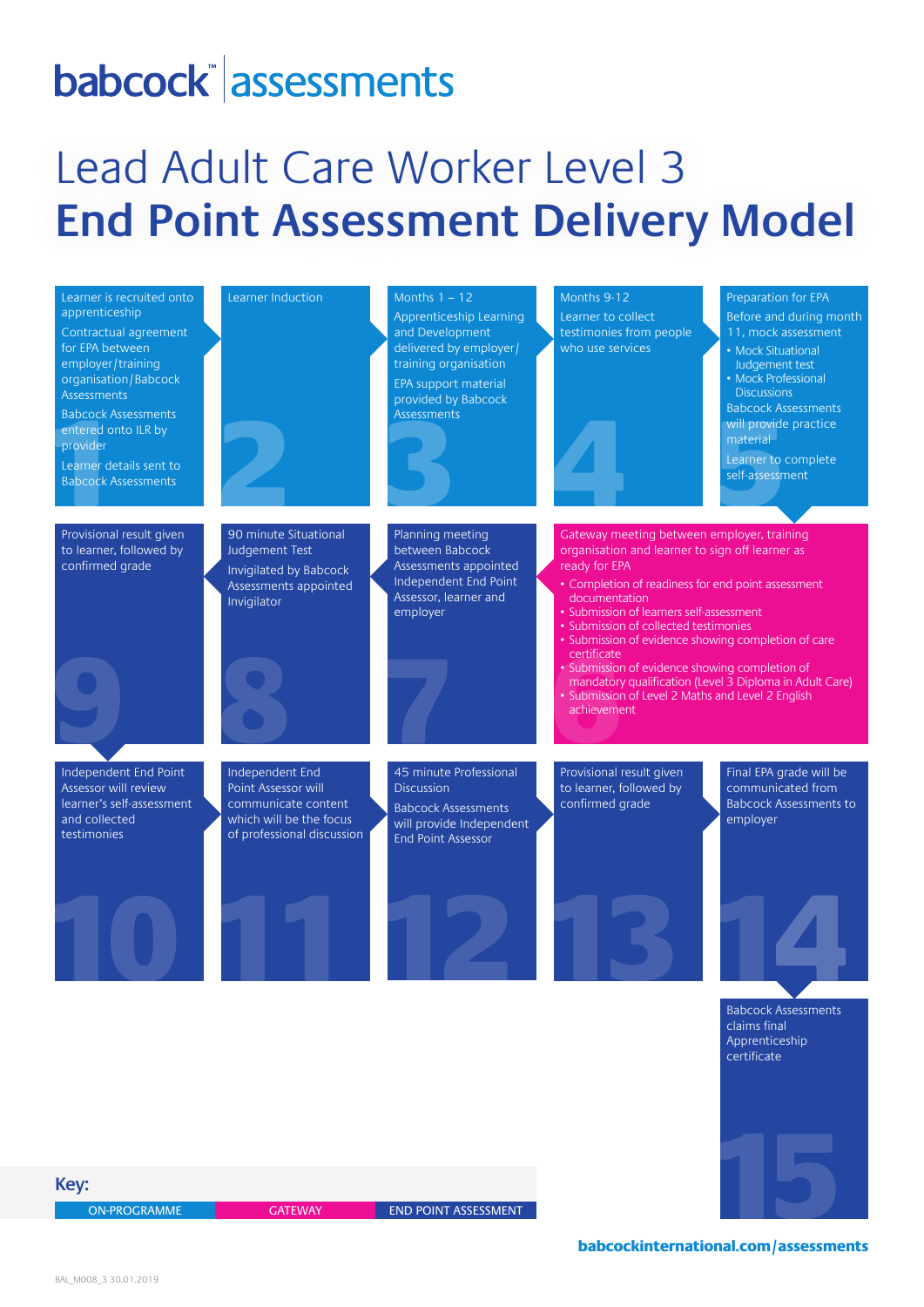babcock™ assessments

# Lead Adult Care Worker Level 3
# End Point Assessment Delivery Model

**1**

Learner is recruited onto apprenticeship

Contractual agreement for EPA between employer/training organisation/Babcock Assessments

Babcock Assessments entered onto ILR by provider

Learner details sent to Babcock Assessments

**2**

Learner Induction

**3**

Months 1 – 12

Apprenticeship Learning and Development delivered by employer/training organisation

EPA support material provided by Babcock Assessments

**4**

Months 9-12

Learner to collect testimonies from people who use services

**5**

Preparation for EPA

Before and during month 11, mock assessment

- Mock Situational Judgement test
- Mock Professional Discussions

Babcock Assessments will provide practice material

Learner to complete self-assessment

**6**

Gateway meeting between employer, training organisation and learner to sign off learner as ready for EPA

- Completion of readiness for end point assessment documentation
- Submission of learners self-assessment
- Submission of collected testimonies
- Submission of evidence showing completion of care certificate
- Submission of evidence showing completion of mandatory qualification (Level 3 Diploma in Adult Care)
- Submission of Level 2 Maths and Level 2 English achievement

**7**

Planning meeting between Babcock Assessments appointed Independent End Point Assessor, learner and employer

**8**

90 minute Situational Judgement Test

Invigilated by Babcock Assessments appointed Invigilator

**9**

Provisional result given to learner, followed by confirmed grade

**10**

Independent End Point Assessor will review learner's self-assessment and collected testimonies

**11**

Independent End Point Assessor will communicate content which will be the focus of professional discussion

**12**

45 minute Professional Discussion

Babcock Assessments will provide Independent End Point Assessor

**13**

Provisional result given to learner, followed by confirmed grade

**14**

Final EPA grade will be communicated from Babcock Assessments to employer

**15**

Babcock Assessments claims final Apprenticeship certificate

**Key:**

ON-PROGRAMME | GATEWAY | END POINT ASSESSMENT

babcockinternational.com/assessments

BAL_M008_3 30.01.2019